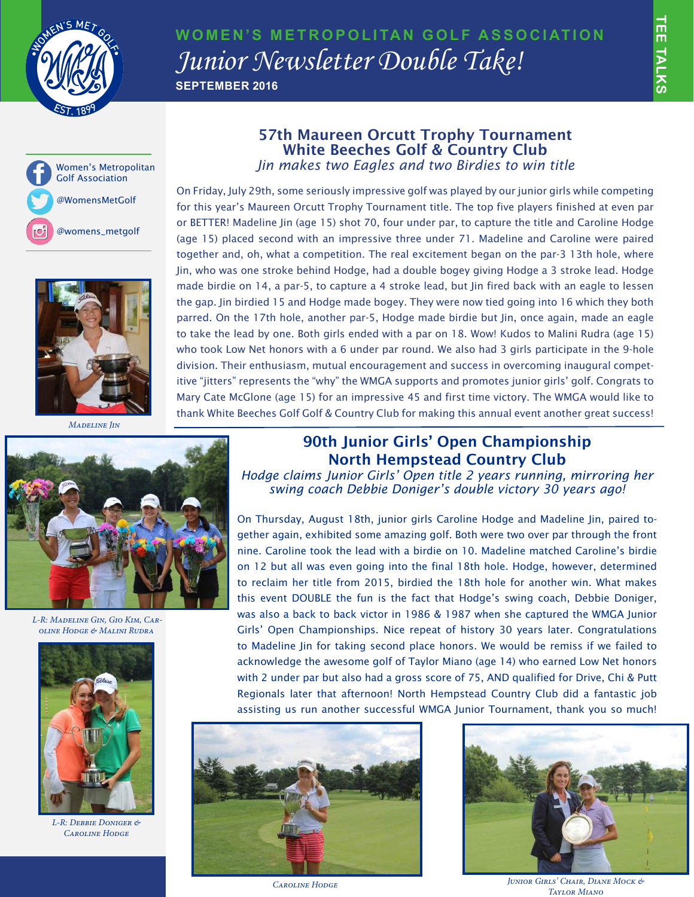# WOMEN'S METROPOLITAN GOLF ASSOCIATION

## *Junior Newsletter Double Take!*

**SEPTEMBER 2016**

TEE TALKS

Women's Metropolitan Golf Association

@WomensMetGolf

@womens_metgolf

## 57th Maureen Orcutt Trophy Tournament
## White Beeches Golf & Country Club

*Jin makes two Eagles and two Birdies to win title*

On Friday, July 29th, some seriously impressive golf was played by our junior girls while competing for this year's Maureen Orcutt Trophy Tournament title. The top five players finished at even par or BETTER! Madeline Jin (age 15) shot 70, four under par, to capture the title and Caroline Hodge (age 15) placed second with an impressive three under 71. Madeline and Caroline were paired together and, oh, what a competition. The real excitement began on the par-3 13th hole, where Jin, who was one stroke behind Hodge, had a double bogey giving Hodge a 3 stroke lead. Hodge made birdie on 14, a par-5, to capture a 4 stroke lead, but Jin fired back with an eagle to lessen the gap. Jin birdied 15 and Hodge made bogey. They were now tied going into 16 which they both parred. On the 17th hole, another par-5, Hodge made birdie but Jin, once again, made an eagle to take the lead by one. Both girls ended with a par on 18. Wow! Kudos to Malini Rudra (age 15) who took Low Net honors with a 6 under par round. We also had 3 girls participate in the 9-hole division. Their enthusiasm, mutual encouragement and success in overcoming inaugural competitive "jitters" represents the "why" the WMGA supports and promotes junior girls' golf. Congrats to Mary Cate McGlone (age 15) for an impressive 45 and first time victory. The WMGA would like to thank White Beeches Golf Golf & Country Club for making this annual event another great success!

*Madeline Jin*

*L-R: Madeline Gin, Gio Kim, Caroline Hodge & Malini Rudra*

## 90th Junior Girls' Open Championship
## North Hempstead Country Club

*Hodge claims Junior Girls' Open title 2 years running, mirroring her swing coach Debbie Doniger's double victory 30 years ago!*

On Thursday, August 18th, junior girls Caroline Hodge and Madeline Jin, paired together again, exhibited some amazing golf. Both were two over par through the front nine. Caroline took the lead with a birdie on 10. Madeline matched Caroline's birdie on 12 but all was even going into the final 18th hole. Hodge, however, determined to reclaim her title from 2015, birdied the 18th hole for another win. What makes this event DOUBLE the fun is the fact that Hodge's swing coach, Debbie Doniger, was also a back to back victor in 1986 & 1987 when she captured the WMGA Junior Girls' Open Championships. Nice repeat of history 30 years later. Congratulations to Madeline Jin for taking second place honors. We would be remiss if we failed to acknowledge the awesome golf of Taylor Miano (age 14) who earned Low Net honors with 2 under par but also had a gross score of 75, AND qualified for Drive, Chi & Putt Regionals later that afternoon! North Hempstead Country Club did a fantastic job assisting us run another successful WMGA Junior Tournament, thank you so much!

*L-R: Debbie Doniger & Caroline Hodge*

*Caroline Hodge*

*Junior Girls' Chair, Diane Mock & Taylor Miano*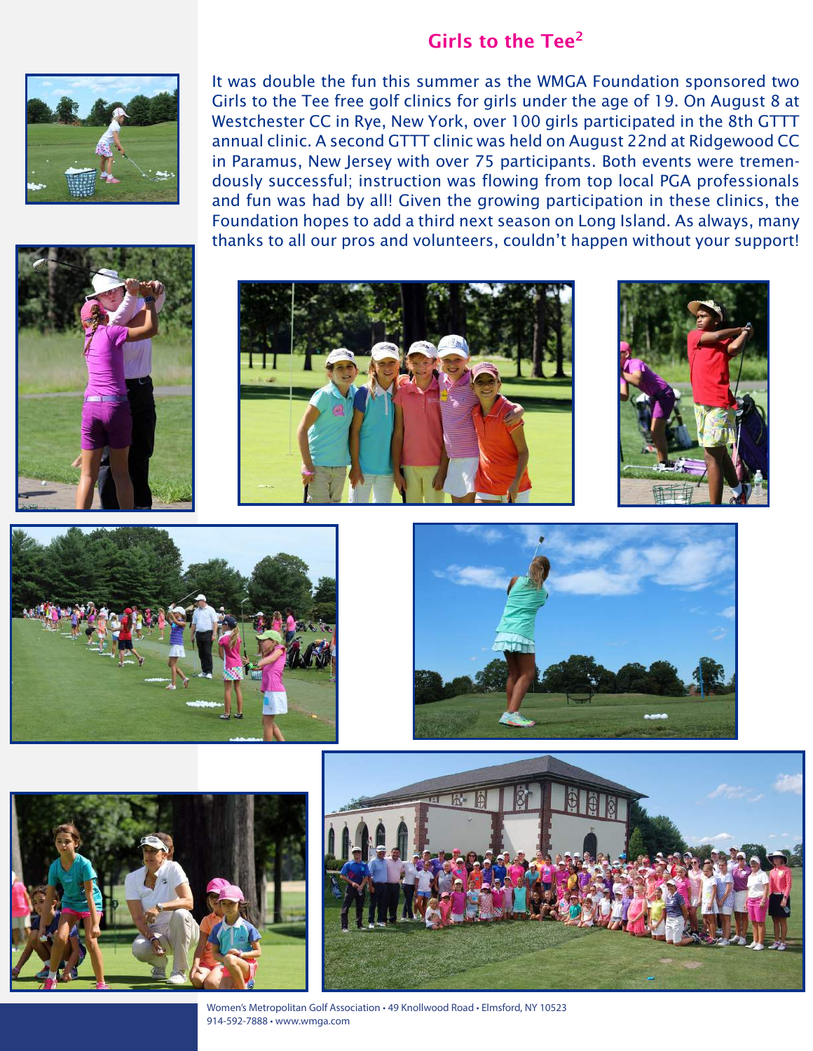## Girls to the Tee[2]

It was double the fun this summer as the WMGA Foundation sponsored two Girls to the Tee free golf clinics for girls under the age of 19. On August 8 at Westchester CC in Rye, New York, over 100 girls participated in the 8th GTTT annual clinic. A second GTTT clinic was held on August 22nd at Ridgewood CC in Paramus, New Jersey with over 75 participants. Both events were tremendously successful; instruction was flowing from top local PGA professionals and fun was had by all! Given the growing participation in these clinics, the Foundation hopes to add a third next season on Long Island. As always, many thanks to all our pros and volunteers, couldn't happen without your support!

Women's Metropolitan Golf Association • 49 Knollwood Road • Elmsford, NY 10523
914-592-7888 • www.wmga.com